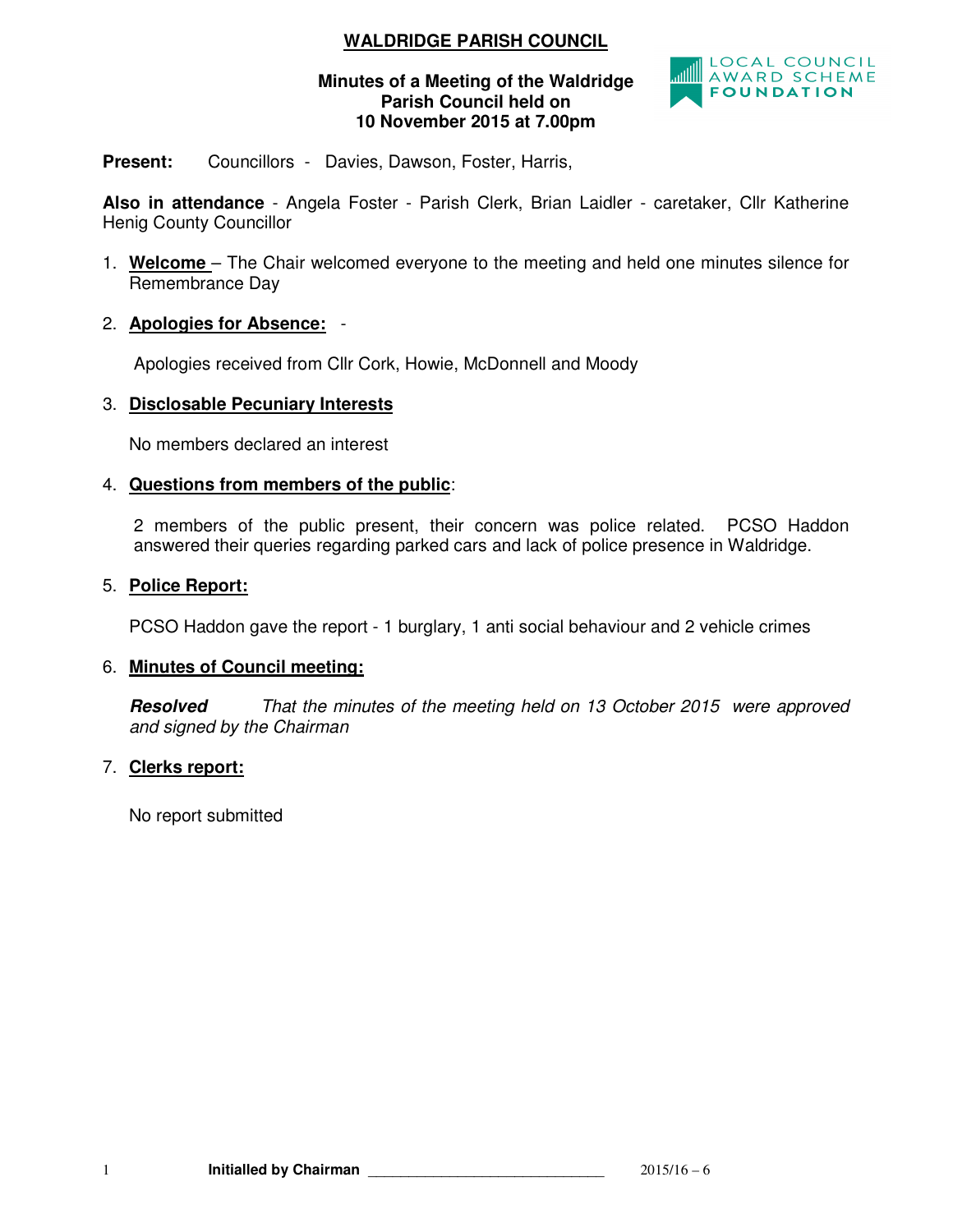# WALDRIDGE PARISH COUNCIL

**Minutes of a Meeting of the Waldridge Parish Council held on 10 November 2015 at 7.00pm**

LOCAL COUNCIL AWARD SCHEME FOUNDATION

**Present:** Councillors - Davies, Dawson, Foster, Harris,

**Also in attendance** - Angela Foster - Parish Clerk, Brian Laidler - caretaker, Cllr Katherine Henig County Councillor

1. **Welcome** – The Chair welcomed everyone to the meeting and held one minutes silence for Remembrance Day

2. **Apologies for Absence:** -

   Apologies received from Cllr Cork, Howie, McDonnell and Moody

3. **Disclosable Pecuniary Interests**

   No members declared an interest

4. **Questions from members of the public**:

   2 members of the public present, their concern was police related. PCSO Haddon answered their queries regarding parked cars and lack of police presence in Waldridge.

5. **Police Report:**

   PCSO Haddon gave the report - 1 burglary, 1 anti social behaviour and 2 vehicle crimes

6. **Minutes of Council meeting:**

   ***Resolved*** *That the minutes of the meeting held on 13 October 2015 were approved and signed by the Chairman*

7. **Clerks report:**

   No report submitted

**Initialled by Chairman** ______________________________ 2015/16 – 6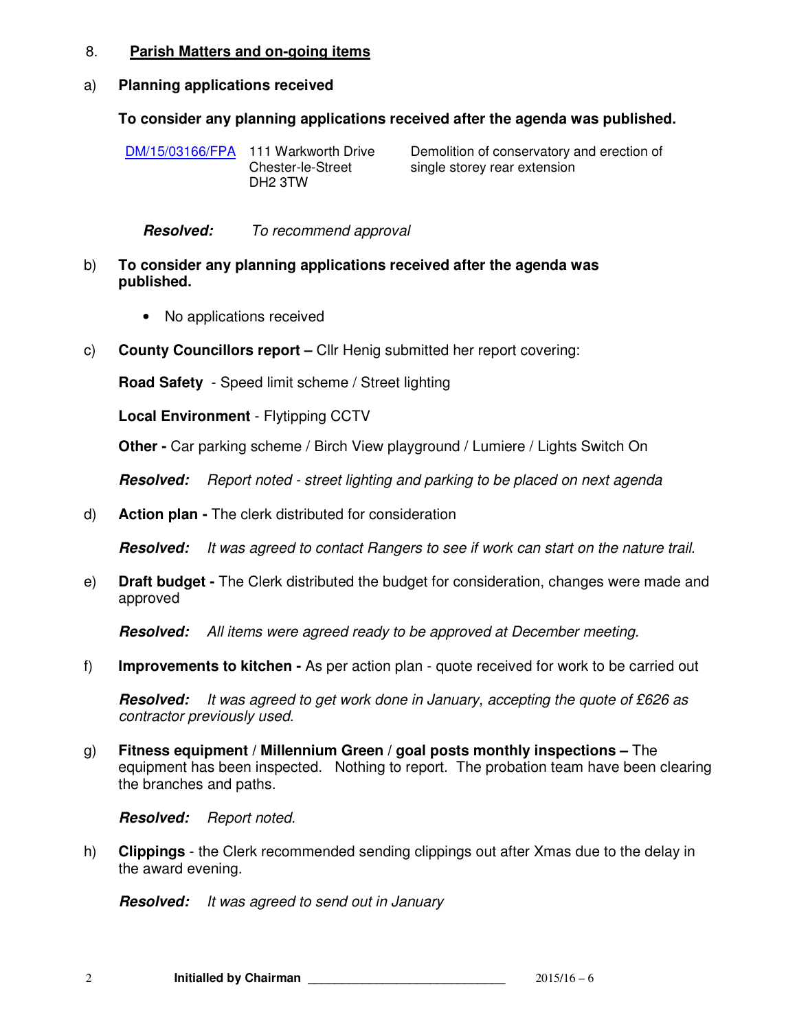8. **<u>Parish Matters and on-going items</u>**

a) **Planning applications received**

**To consider any planning applications received after the agenda was published.**

| | | |
|---|---|---|
| [DM/15/03166/FPA]() | 111 Warkworth Drive Chester-le-Street DH2 3TW | Demolition of conservatory and erection of single storey rear extension |

***Resolved:*** *To recommend approval*

b) **To consider any planning applications received after the agenda was published.**

- No applications received

c) **County Councillors report –** Cllr Henig submitted her report covering:

**Road Safety** - Speed limit scheme / Street lighting

**Local Environment** - Flytipping CCTV

**Other -** Car parking scheme / Birch View playground / Lumiere / Lights Switch On

***Resolved:*** *Report noted - street lighting and parking to be placed on next agenda*

d) **Action plan -** The clerk distributed for consideration

***Resolved:*** *It was agreed to contact Rangers to see if work can start on the nature trail.*

e) **Draft budget -** The Clerk distributed the budget for consideration, changes were made and approved

***Resolved:*** *All items were agreed ready to be approved at December meeting.*

f) **Improvements to kitchen -** As per action plan - quote received for work to be carried out

***Resolved:*** *It was agreed to get work done in January, accepting the quote of £626 as contractor previously used.*

g) **Fitness equipment / Millennium Green / goal posts monthly inspections –** The equipment has been inspected. Nothing to report. The probation team have been clearing the branches and paths.

***Resolved:*** *Report noted.*

h) **Clippings** - the Clerk recommended sending clippings out after Xmas due to the delay in the award evening.

***Resolved:*** *It was agreed to send out in January*

**Initialled by Chairman** ______________________________ 2015/16 – 6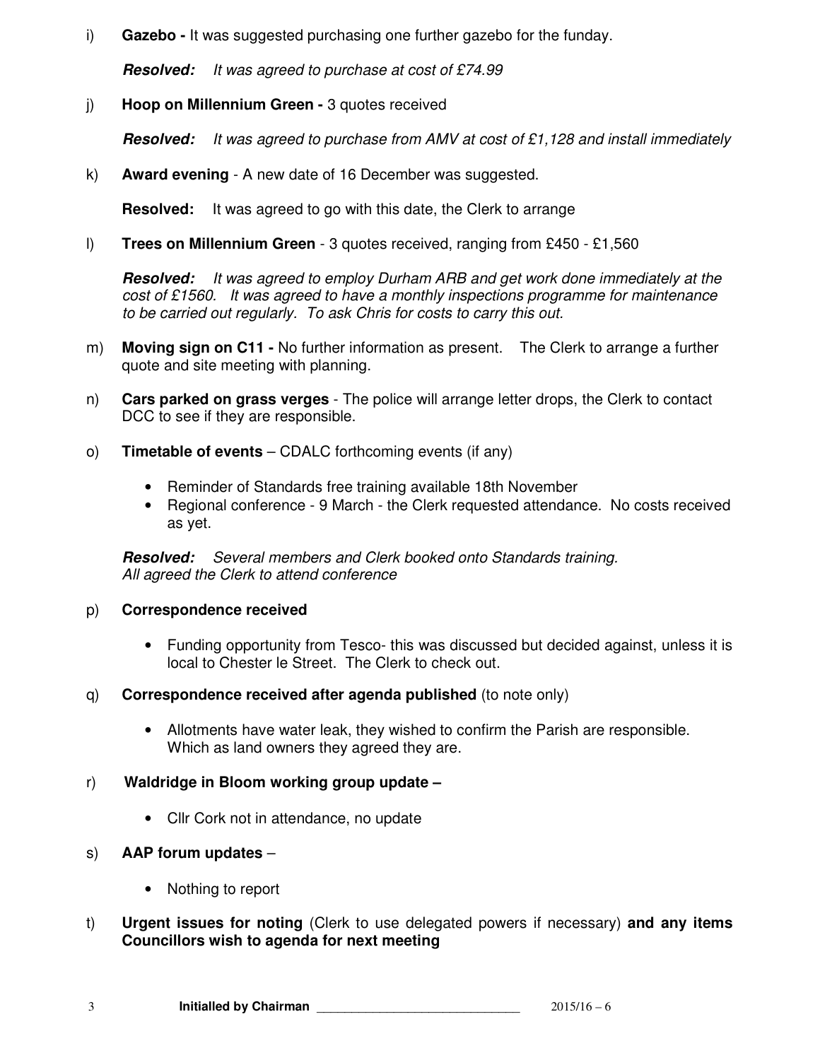i) **Gazebo -** It was suggested purchasing one further gazebo for the funday.

***Resolved:*** *It was agreed to purchase at cost of £74.99*

j) **Hoop on Millennium Green -** 3 quotes received

***Resolved:*** *It was agreed to purchase from AMV at cost of £1,128 and install immediately*

k) **Award evening** - A new date of 16 December was suggested.

**Resolved:** It was agreed to go with this date, the Clerk to arrange

l) **Trees on Millennium Green** - 3 quotes received, ranging from £450 - £1,560

***Resolved:*** *It was agreed to employ Durham ARB and get work done immediately at the cost of £1560. It was agreed to have a monthly inspections programme for maintenance to be carried out regularly. To ask Chris for costs to carry this out.*

m) **Moving sign on C11 -** No further information as present. The Clerk to arrange a further quote and site meeting with planning.

n) **Cars parked on grass verges** - The police will arrange letter drops, the Clerk to contact DCC to see if they are responsible.

o) **Timetable of events** – CDALC forthcoming events (if any)

- Reminder of Standards free training available 18th November
- Regional conference - 9 March - the Clerk requested attendance. No costs received as yet.

***Resolved:*** *Several members and Clerk booked onto Standards training.*
*All agreed the Clerk to attend conference*

p) **Correspondence received**

- Funding opportunity from Tesco- this was discussed but decided against, unless it is local to Chester le Street. The Clerk to check out.

q) **Correspondence received after agenda published** (to note only)

- Allotments have water leak, they wished to confirm the Parish are responsible. Which as land owners they agreed they are.

r) **Waldridge in Bloom working group update –**

- Cllr Cork not in attendance, no update

s) **AAP forum updates** –

- Nothing to report

t) **Urgent issues for noting** (Clerk to use delegated powers if necessary) **and any items Councillors wish to agenda for next meeting**

**Initialled by Chairman** ______________________________ 2015/16 – 6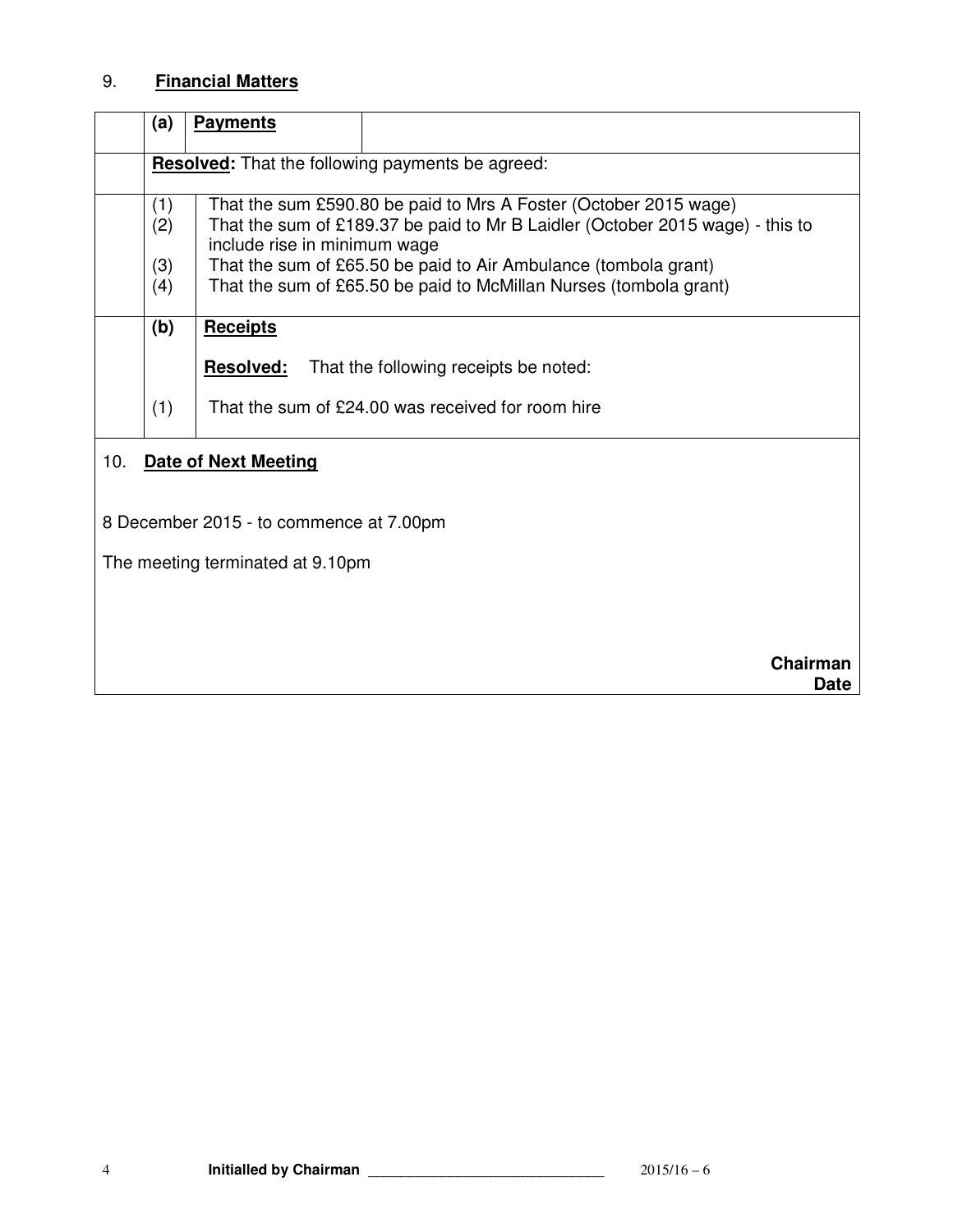## 9. **Financial Matters**

| | | |
|---|---|---|
| | **(a)** | **Payments** |
| | **Resolved:** That the following payments be agreed: | |
| | (1) | That the sum £590.80 be paid to Mrs A Foster (October 2015 wage) |
| | (2) | That the sum of £189.37 be paid to Mr B Laidler (October 2015 wage) - this to include rise in minimum wage |
| | (3) | That the sum of £65.50 be paid to Air Ambulance (tombola grant) |
| | (4) | That the sum of £65.50 be paid to McMillan Nurses (tombola grant) |
| | **(b)** | **Receipts** |
| | | **Resolved:** That the following receipts be noted: |
| | (1) | That the sum of £24.00 was received for room hire |

## 10. **Date of Next Meeting**

8 December 2015 - to commence at 7.00pm

The meeting terminated at 9.10pm

**Chairman**
**Date**

**Initialled by Chairman** ______________________________

2015/16 – 6